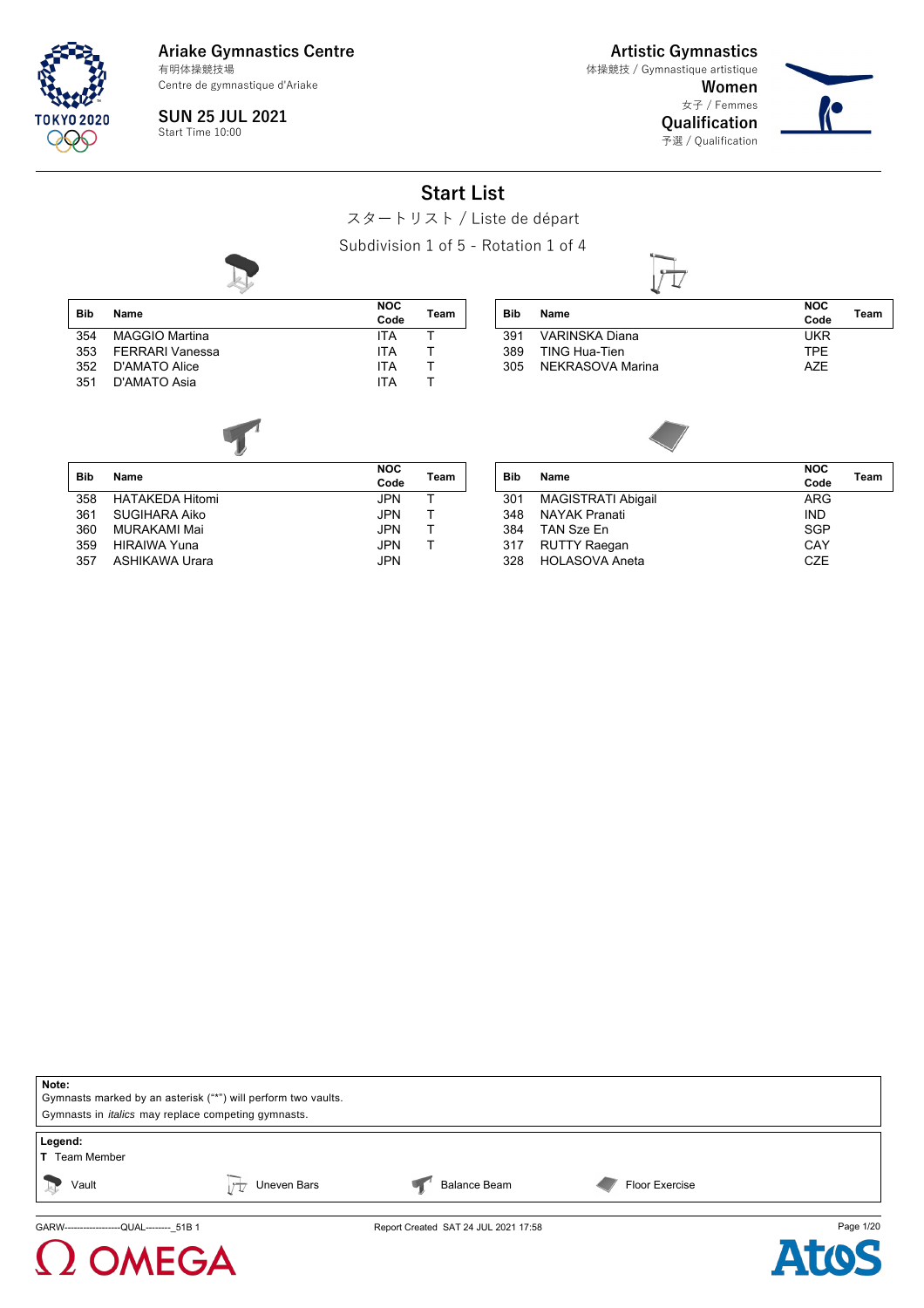Ariake Gymnastics Centre
有明体操競技場
Centre de gymnastique d'Ariake

**SUN 25 JUL 2021**
Start Time 10:00

**Artistic Gymnastics**
体操競技 / Gymnastique artistique
**Women**
女子 / Femmes
**Qualification**
予選 / Qualification

# Start List

スタートリスト / Liste de départ

Subdivision 1 of 5 - Rotation 1 of 4

### Vault

| Bib | Name | NOC Code | Team |
|---|---|---|---|
| 354 | MAGGIO Martina | ITA | T |
| 353 | FERRARI Vanessa | ITA | T |
| 352 | D'AMATO Alice | ITA | T |
| 351 | D'AMATO Asia | ITA | T |

### Uneven Bars

| Bib | Name | NOC Code | Team |
|---|---|---|---|
| 391 | VARINSKA Diana | UKR | |
| 389 | TING Hua-Tien | TPE | |
| 305 | NEKRASOVA Marina | AZE | |

### Balance Beam

| Bib | Name | NOC Code | Team |
|---|---|---|---|
| 358 | HATAKEDA Hitomi | JPN | T |
| 361 | SUGIHARA Aiko | JPN | T |
| 360 | MURAKAMI Mai | JPN | T |
| 359 | HIRAIWA Yuna | JPN | T |
| 357 | ASHIKAWA Urara | JPN | |

### Floor Exercise

| Bib | Name | NOC Code | Team |
|---|---|---|---|
| 301 | MAGISTRATI Abigail | ARG | |
| 348 | NAYAK Pranati | IND | |
| 384 | TAN Sze En | SGP | |
| 317 | RUTTY Raegan | CAY | |
| 328 | HOLASOVA Aneta | CZE | |

**Note:**
Gymnasts marked by an asterisk ("*") will perform two vaults.
Gymnasts in *italics* may replace competing gymnasts.

**Legend:**
**T** Team Member

Vault | Uneven Bars | Balance Beam | Floor Exercise

GARW--------------------QUAL--------_51B 1 | Report Created SAT 24 JUL 2021 17:58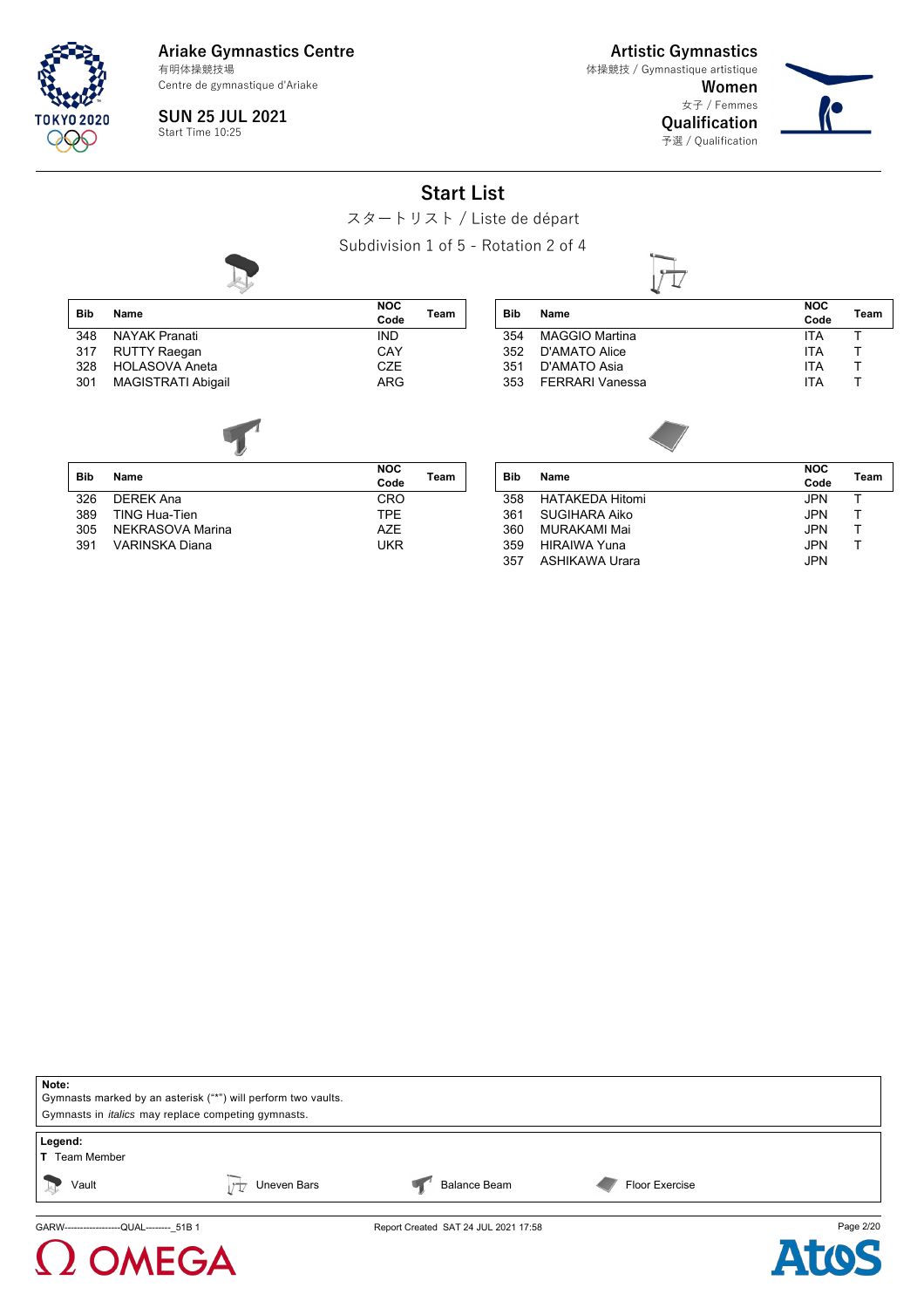Ariake Gymnastics Centre
有明体操競技場
Centre de gymnastique d'Ariake

SUN 25 JUL 2021
Start Time 10:25

Artistic Gymnastics
体操競技 / Gymnastique artistique
Women
女子 / Femmes
Qualification
予選 / Qualification

# Start List

スタートリスト / Liste de départ

Subdivision 1 of 5 - Rotation 2 of 4

**Vault**

| Bib | Name | NOC Code | Team |
|---|---|---|---|
| 348 | NAYAK Pranati | IND | |
| 317 | RUTTY Raegan | CAY | |
| 328 | HOLASOVA Aneta | CZE | |
| 301 | MAGISTRATI Abigail | ARG | |

**Uneven Bars**

| Bib | Name | NOC Code | Team |
|---|---|---|---|
| 354 | MAGGIO Martina | ITA | T |
| 352 | D'AMATO Alice | ITA | T |
| 351 | D'AMATO Asia | ITA | T |
| 353 | FERRARI Vanessa | ITA | T |

**Balance Beam**

| Bib | Name | NOC Code | Team |
|---|---|---|---|
| 326 | DEREK Ana | CRO | |
| 389 | TING Hua-Tien | TPE | |
| 305 | NEKRASOVA Marina | AZE | |
| 391 | VARINSKA Diana | UKR | |

**Floor Exercise**

| Bib | Name | NOC Code | Team |
|---|---|---|---|
| 358 | HATAKEDA Hitomi | JPN | T |
| 361 | SUGIHARA Aiko | JPN | T |
| 360 | MURAKAMI Mai | JPN | T |
| 359 | HIRAIWA Yuna | JPN | T |
| 357 | ASHIKAWA Urara | JPN | |

**Note:**
Gymnasts marked by an asterisk ("*") will perform two vaults.
Gymnasts in *italics* may replace competing gymnasts.

**Legend:**
T Team Member
Vault | Uneven Bars | Balance Beam | Floor Exercise

GARW-------------------QUAL--------_51B 1 Report Created SAT 24 JUL 2021 17:58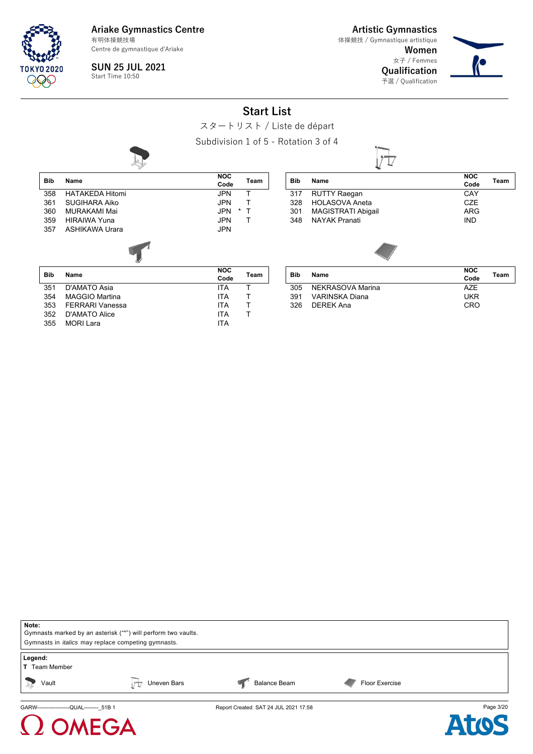**Ariake Gymnastics Centre**
有明体操競技場
Centre de gymnastique d'Ariake

**SUN 25 JUL 2021**
Start Time 10:50

**Artistic Gymnastics**
体操競技 / Gymnastique artistique
**Women**
女子 / Femmes
**Qualification**
予選 / Qualification

# Start List

スタートリスト / Liste de départ

Subdivision 1 of 5 - Rotation 3 of 4

**Vault**

| Bib | Name | NOC Code | | Team |
|---|---|---|---|---|
| 358 | HATAKEDA Hitomi | JPN | | T |
| 361 | SUGIHARA Aiko | JPN | | T |
| 360 | MURAKAMI Mai | JPN | * | T |
| 359 | HIRAIWA Yuna | JPN | | T |
| 357 | ASHIKAWA Urara | JPN | | |

**Uneven Bars**

| Bib | Name | NOC Code | Team |
|---|---|---|---|
| 317 | RUTTY Raegan | CAY | |
| 328 | HOLASOVA Aneta | CZE | |
| 301 | MAGISTRATI Abigail | ARG | |
| 348 | NAYAK Pranati | IND | |

**Balance Beam**

| Bib | Name | NOC Code | Team |
|---|---|---|---|
| 351 | D'AMATO Asia | ITA | T |
| 354 | MAGGIO Martina | ITA | T |
| 353 | FERRARI Vanessa | ITA | T |
| 352 | D'AMATO Alice | ITA | T |
| 355 | MORI Lara | ITA | |

**Floor Exercise**

| Bib | Name | NOC Code | Team |
|---|---|---|---|
| 305 | NEKRASOVA Marina | AZE | |
| 391 | VARINSKA Diana | UKR | |
| 326 | DEREK Ana | CRO | |

**Note:**
Gymnasts marked by an asterisk ("*") will perform two vaults.
Gymnasts in *italics* may replace competing gymnasts.

**Legend:**
**T** Team Member

Vault — Uneven Bars — Balance Beam — Floor Exercise

GARW--------------------QUAL--------_51B 1 — Report Created SAT 24 JUL 2021 17:58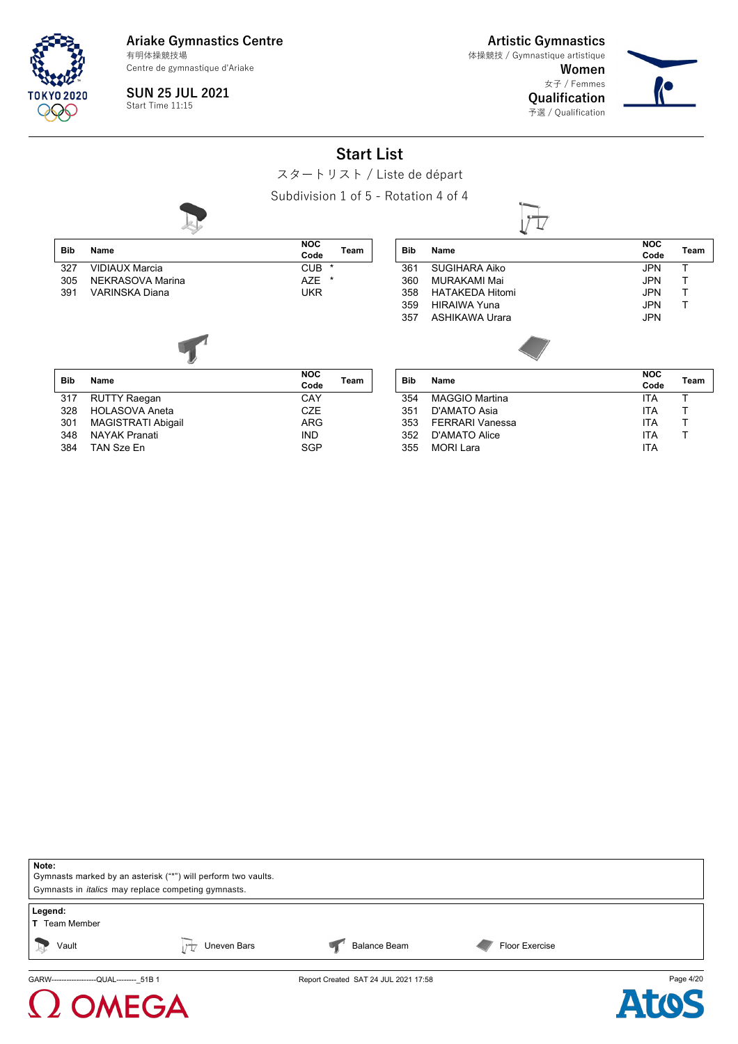Ariake Gymnastics Centre
有明体操競技場
Centre de gymnastique d'Ariake

SUN 25 JUL 2021
Start Time 11:15

Artistic Gymnastics
体操競技 / Gymnastique artistique
Women
女子 / Femmes
Qualification
予選 / Qualification

# Start List

スタートリスト / Liste de départ

Subdivision 1 of 5 - Rotation 4 of 4

### Vault

| Bib | Name | NOC Code | Team |
|---|---|---|---|
| 327 | VIDIAUX Marcia | CUB | * |
| 305 | NEKRASOVA Marina | AZE | * |
| 391 | VARINSKA Diana | UKR | |

### Uneven Bars

| Bib | Name | NOC Code | Team |
|---|---|---|---|
| 361 | SUGIHARA Aiko | JPN | T |
| 360 | MURAKAMI Mai | JPN | T |
| 358 | HATAKEDA Hitomi | JPN | T |
| 359 | HIRAIWA Yuna | JPN | T |
| 357 | ASHIKAWA Urara | JPN | |

### Balance Beam

| Bib | Name | NOC Code | Team |
|---|---|---|---|
| 317 | RUTTY Raegan | CAY | |
| 328 | HOLASOVA Aneta | CZE | |
| 301 | MAGISTRATI Abigail | ARG | |
| 348 | NAYAK Pranati | IND | |
| 384 | TAN Sze En | SGP | |

### Floor Exercise

| Bib | Name | NOC Code | Team |
|---|---|---|---|
| 354 | MAGGIO Martina | ITA | T |
| 351 | D'AMATO Asia | ITA | T |
| 353 | FERRARI Vanessa | ITA | T |
| 352 | D'AMATO Alice | ITA | T |
| 355 | MORI Lara | ITA | |

**Note:**
Gymnasts marked by an asterisk ("*") will perform two vaults.
Gymnasts in *italics* may replace competing gymnasts.

**Legend:**
T Team Member

Vault Uneven Bars Balance Beam Floor Exercise

GARW--------------------QUAL--------_51B 1 Report Created SAT 24 JUL 2021 17:58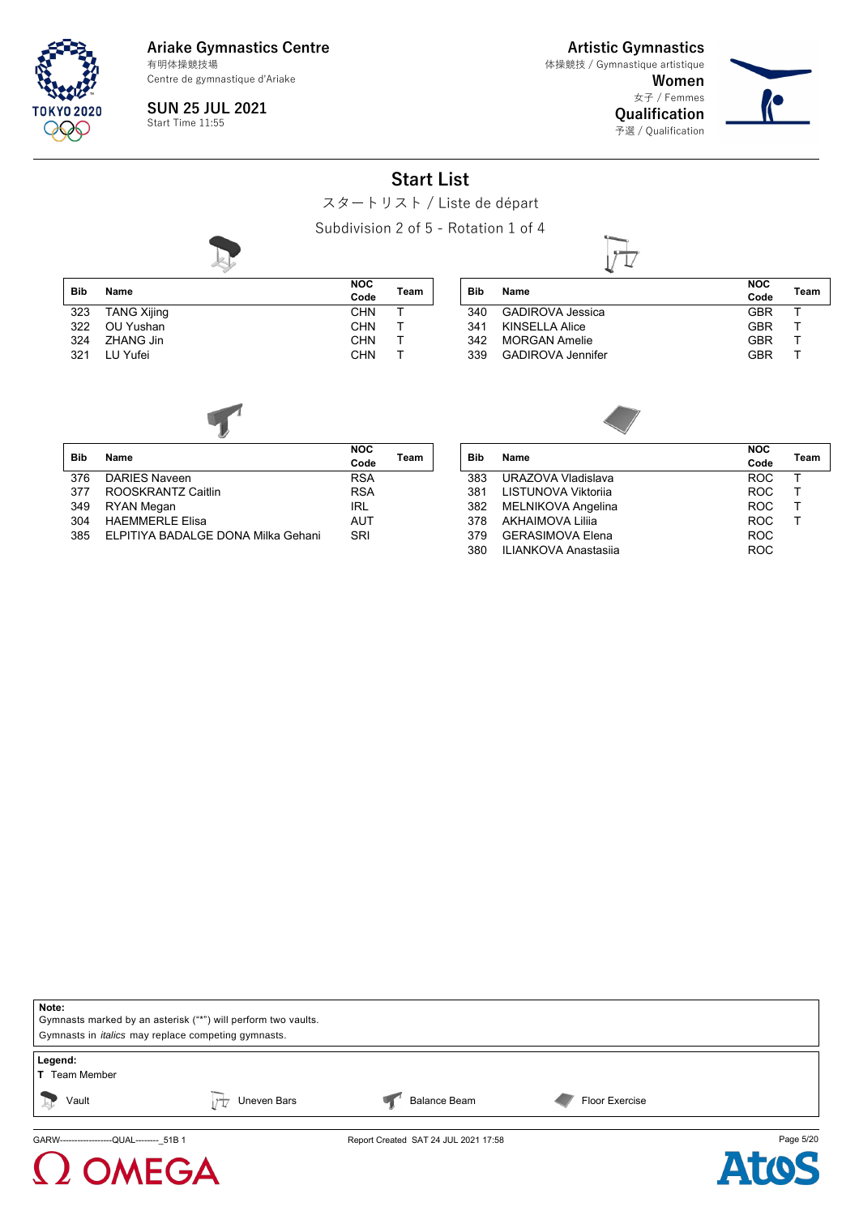Ariake Gymnastics Centre
有明体操競技場
Centre de gymnastique d'Ariake

SUN 25 JUL 2021
Start Time 11:55

Artistic Gymnastics
体操競技 / Gymnastique artistique
Women
女子 / Femmes
Qualification
予選 / Qualification

# Start List

スタートリスト / Liste de départ

Subdivision 2 of 5 - Rotation 1 of 4

**Vault**

| Bib | Name | NOC Code | Team |
|---|---|---|---|
| 323 | TANG Xijing | CHN | T |
| 322 | OU Yushan | CHN | T |
| 324 | ZHANG Jin | CHN | T |
| 321 | LU Yufei | CHN | T |

**Uneven Bars**

| Bib | Name | NOC Code | Team |
|---|---|---|---|
| 340 | GADIROVA Jessica | GBR | T |
| 341 | KINSELLA Alice | GBR | T |
| 342 | MORGAN Amelie | GBR | T |
| 339 | GADIROVA Jennifer | GBR | T |

**Balance Beam**

| Bib | Name | NOC Code | Team |
|---|---|---|---|
| 376 | DARIES Naveen | RSA | |
| 377 | ROOSKRANTZ Caitlin | RSA | |
| 349 | RYAN Megan | IRL | |
| 304 | HAEMMERLE Elisa | AUT | |
| 385 | ELPITIYA BADALGE DONA Milka Gehani | SRI | |

**Floor Exercise**

| Bib | Name | NOC Code | Team |
|---|---|---|---|
| 383 | URAZOVA Vladislava | ROC | T |
| 381 | LISTUNOVA Viktoriia | ROC | T |
| 382 | MELNIKOVA Angelina | ROC | T |
| 378 | AKHAIMOVA Liliia | ROC | T |
| 379 | GERASIMOVA Elena | ROC | |
| 380 | ILIANKOVA Anastasiia | ROC | |

**Note:**
Gymnasts marked by an asterisk ("*") will perform two vaults.
Gymnasts in *italics* may replace competing gymnasts.

**Legend:**
**T** Team Member

Vault — Uneven Bars — Balance Beam — Floor Exercise

GARW-------------------QUAL--------_51B 1 Report Created SAT 24 JUL 2021 17:58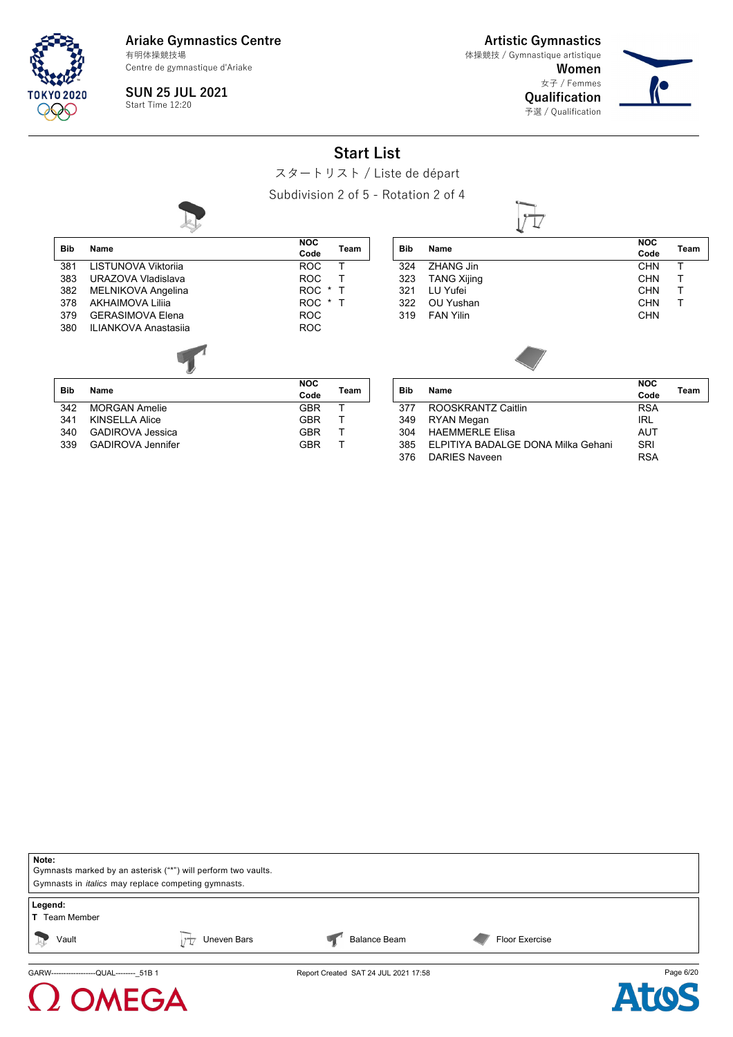Ariake Gymnastics Centre
有明体操競技場
Centre de gymnastique d'Ariake

SUN 25 JUL 2021
Start Time 12:20

Artistic Gymnastics
体操競技 / Gymnastique artistique
Women
女子 / Femmes
Qualification
予選 / Qualification

# Start List

スタートリスト / Liste de départ

Subdivision 2 of 5 - Rotation 2 of 4

### Vault

| Bib | Name | NOC Code | | Team |
|---|---|---|---|---|
| 381 | LISTUNOVA Viktoriia | ROC | | T |
| 383 | URAZOVA Vladislava | ROC | | T |
| 382 | MELNIKOVA Angelina | ROC | * | T |
| 378 | AKHAIMOVA Liliia | ROC | * | T |
| 379 | GERASIMOVA Elena | ROC | | |
| 380 | ILIANKOVA Anastasiia | ROC | | |

### Uneven Bars

| Bib | Name | NOC Code | Team |
|---|---|---|---|
| 324 | ZHANG Jin | CHN | T |
| 323 | TANG Xijing | CHN | T |
| 321 | LU Yufei | CHN | T |
| 322 | OU Yushan | CHN | T |
| 319 | FAN Yilin | CHN | |

### Balance Beam

| Bib | Name | NOC Code | Team |
|---|---|---|---|
| 342 | MORGAN Amelie | GBR | T |
| 341 | KINSELLA Alice | GBR | T |
| 340 | GADIROVA Jessica | GBR | T |
| 339 | GADIROVA Jennifer | GBR | T |

### Floor Exercise

| Bib | Name | NOC Code | Team |
|---|---|---|---|
| 377 | ROOSKRANTZ Caitlin | RSA | |
| 349 | RYAN Megan | IRL | |
| 304 | HAEMMERLE Elisa | AUT | |
| 385 | ELPITIYA BADALGE DONA Milka Gehani | SRI | |
| 376 | DARIES Naveen | RSA | |

**Note:**
Gymnasts marked by an asterisk ("*") will perform two vaults.
Gymnasts in *italics* may replace competing gymnasts.

**Legend:**
T Team Member

Vault — Uneven Bars — Balance Beam — Floor Exercise

GARW-------------------QUAL--------_51B 1 — Report Created SAT 24 JUL 2021 17:58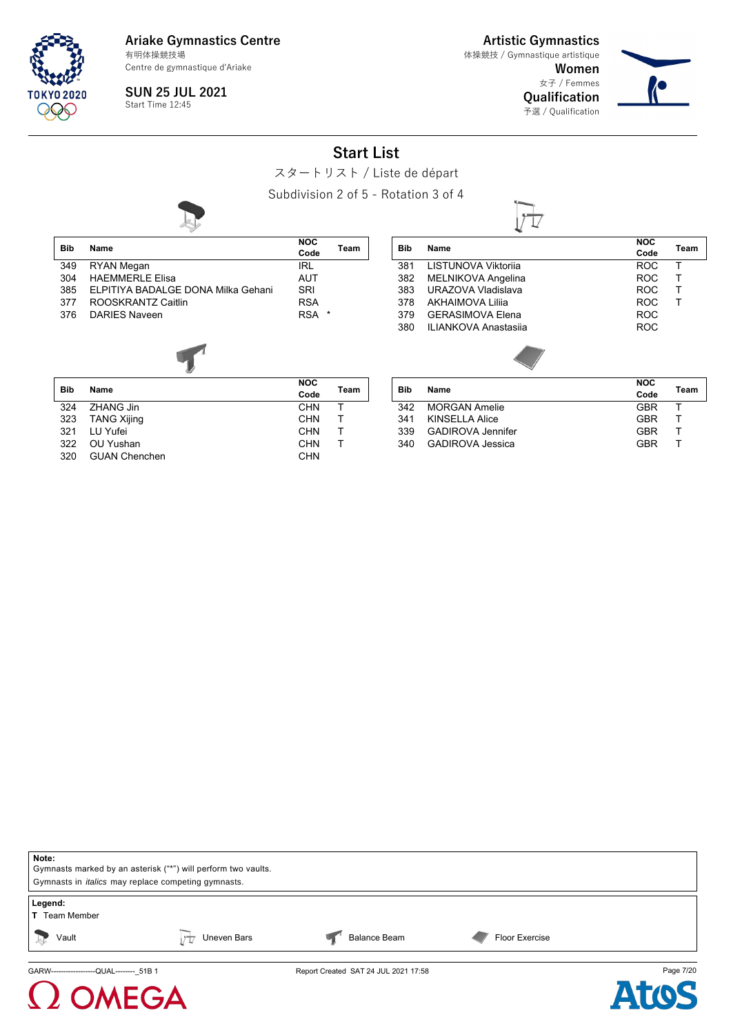Ariake Gymnastics Centre
有明体操競技場
Centre de gymnastique d'Ariake

SUN 25 JUL 2021
Start Time 12:45

Artistic Gymnastics
体操競技 / Gymnastique artistique
Women
女子 / Femmes
Qualification
予選 / Qualification

# Start List

スタートリスト / Liste de départ

Subdivision 2 of 5 - Rotation 3 of 4

### Vault

| Bib | Name | NOC Code | Team |
|---|---|---|---|
| 349 | RYAN Megan | IRL | |
| 304 | HAEMMERLE Elisa | AUT | |
| 385 | ELPITIYA BADALGE DONA Milka Gehani | SRI | |
| 377 | ROOSKRANTZ Caitlin | RSA | |
| 376 | DARIES Naveen | RSA * | |

### Uneven Bars

| Bib | Name | NOC Code | Team |
|---|---|---|---|
| 381 | LISTUNOVA Viktoriia | ROC | T |
| 382 | MELNIKOVA Angelina | ROC | T |
| 383 | URAZOVA Vladislava | ROC | T |
| 378 | AKHAIMOVA Liliia | ROC | T |
| 379 | GERASIMOVA Elena | ROC | |
| 380 | ILIANKOVA Anastasiia | ROC | |

### Balance Beam

| Bib | Name | NOC Code | Team |
|---|---|---|---|
| 324 | ZHANG Jin | CHN | T |
| 323 | TANG Xijing | CHN | T |
| 321 | LU Yufei | CHN | T |
| 322 | OU Yushan | CHN | T |
| 320 | GUAN Chenchen | CHN | |

### Floor Exercise

| Bib | Name | NOC Code | Team |
|---|---|---|---|
| 342 | MORGAN Amelie | GBR | T |
| 341 | KINSELLA Alice | GBR | T |
| 339 | GADIROVA Jennifer | GBR | T |
| 340 | GADIROVA Jessica | GBR | T |

**Note:**
Gymnasts marked by an asterisk ("*") will perform two vaults.
Gymnasts in *italics* may replace competing gymnasts.

**Legend:**
**T** Team Member

Vault    Uneven Bars    Balance Beam    Floor Exercise

GARW-------------------QUAL--------_51B 1    Report Created SAT 24 JUL 2021 17:58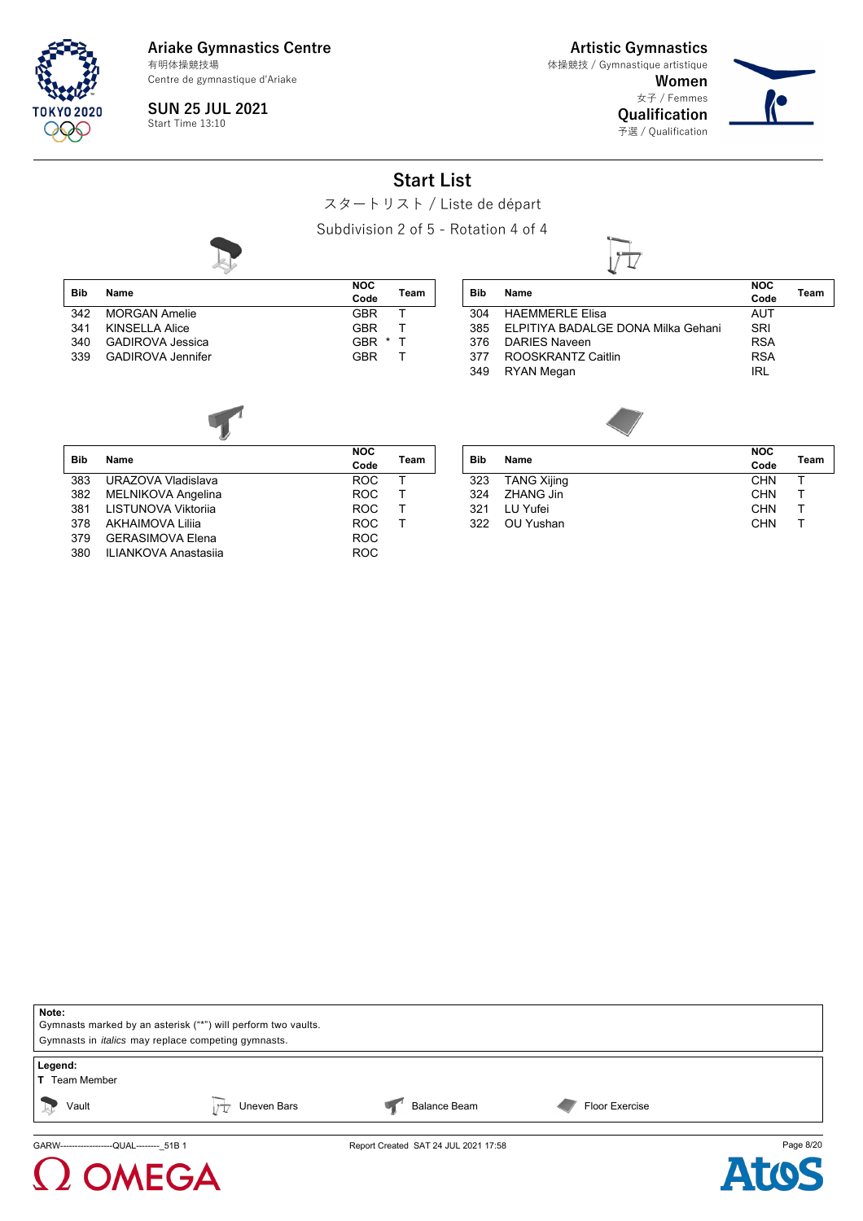Ariake Gymnastics Centre
有明体操競技場
Centre de gymnastique d'Ariake

SUN 25 JUL 2021
Start Time 13:10

Artistic Gymnastics
体操競技 / Gymnastique artistique
Women
女子 / Femmes
Qualification
予選 / Qualification

# Start List

スタートリスト / Liste de départ

Subdivision 2 of 5 - Rotation 4 of 4

### Vault

| Bib | Name | NOC Code | Team |
|---|---|---|---|
| 342 | MORGAN Amelie | GBR | T |
| 341 | KINSELLA Alice | GBR | T |
| 340 | GADIROVA Jessica | GBR * | T |
| 339 | GADIROVA Jennifer | GBR | T |

### Uneven Bars

| Bib | Name | NOC Code | Team |
|---|---|---|---|
| 304 | HAEMMERLE Elisa | AUT | |
| 385 | ELPITIYA BADALGE DONA Milka Gehani | SRI | |
| 376 | DARIES Naveen | RSA | |
| 377 | ROOSKRANTZ Caitlin | RSA | |
| 349 | RYAN Megan | IRL | |

### Balance Beam

| Bib | Name | NOC Code | Team |
|---|---|---|---|
| 383 | URAZOVA Vladislava | ROC | T |
| 382 | MELNIKOVA Angelina | ROC | T |
| 381 | LISTUNOVA Viktoriia | ROC | T |
| 378 | AKHAIMOVA Liliia | ROC | T |
| 379 | GERASIMOVA Elena | ROC | |
| 380 | ILIANKOVA Anastasiia | ROC | |

### Floor Exercise

| Bib | Name | NOC Code | Team |
|---|---|---|---|
| 323 | TANG Xijing | CHN | T |
| 324 | ZHANG Jin | CHN | T |
| 321 | LU Yufei | CHN | T |
| 322 | OU Yushan | CHN | T |

**Note:**
Gymnasts marked by an asterisk ("*") will perform two vaults.
Gymnasts in *italics* may replace competing gymnasts.

**Legend:**
T Team Member
Vault — Uneven Bars — Balance Beam — Floor Exercise

GARW-------------------QUAL--------_51B 1 Report Created SAT 24 JUL 2021 17:58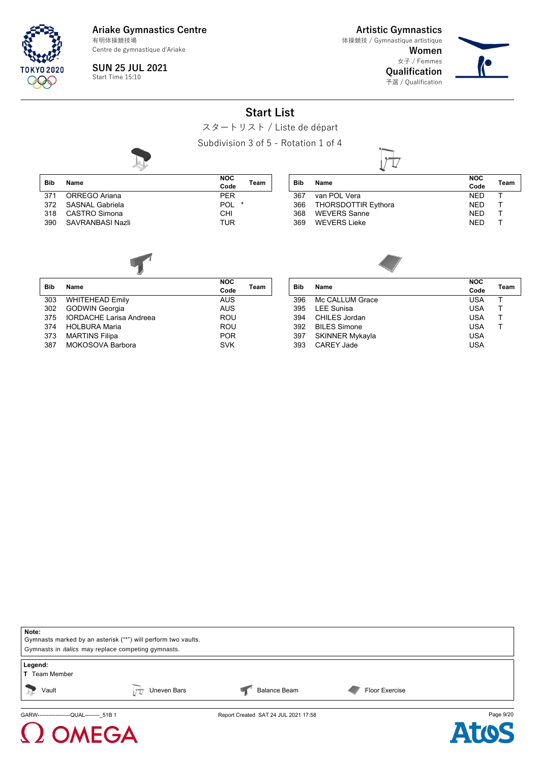Ariake Gymnastics Centre
有明体操競技場
Centre de gymnastique d'Ariake

SUN 25 JUL 2021
Start Time 15:10

Artistic Gymnastics
体操競技 / Gymnastique artistique
**Women**
女子 / Femmes
**Qualification**
予選 / Qualification

# Start List

スタートリスト / Liste de départ

Subdivision 3 of 5 - Rotation 1 of 4

**Vault**

| Bib | Name | NOC Code | Team |
|---|---|---|---|
| 371 | ORREGO Ariana | PER | |
| 372 | SASNAL Gabriela | POL | * |
| 318 | CASTRO Simona | CHI | |
| 390 | SAVRANBASI Nazli | TUR | |

**Uneven Bars**

| Bib | Name | NOC Code | Team |
|---|---|---|---|
| 367 | van POL Vera | NED | T |
| 366 | THORSDOTTIR Eythora | NED | T |
| 368 | WEVERS Sanne | NED | T |
| 369 | WEVERS Lieke | NED | T |

**Balance Beam**

| Bib | Name | NOC Code | Team |
|---|---|---|---|
| 303 | WHITEHEAD Emily | AUS | |
| 302 | GODWIN Georgia | AUS | |
| 375 | IORDACHE Larisa Andreea | ROU | |
| 374 | HOLBURA Maria | ROU | |
| 373 | MARTINS Filipa | POR | |
| 387 | MOKOSOVA Barbora | SVK | |

**Floor Exercise**

| Bib | Name | NOC Code | Team |
|---|---|---|---|
| 396 | Mc CALLUM Grace | USA | T |
| 395 | LEE Sunisa | USA | T |
| 394 | CHILES Jordan | USA | T |
| 392 | BILES Simone | USA | T |
| 397 | SKINNER Mykayla | USA | |
| 393 | CAREY Jade | USA | |

**Note:**
Gymnasts marked by an asterisk ("*") will perform two vaults.
Gymnasts in *italics* may replace competing gymnasts.

**Legend:**
**T** Team Member

Vault | Uneven Bars | Balance Beam | Floor Exercise

GARW-------------------QUAL--------_51B 1 | Report Created SAT 24 JUL 2021 17:58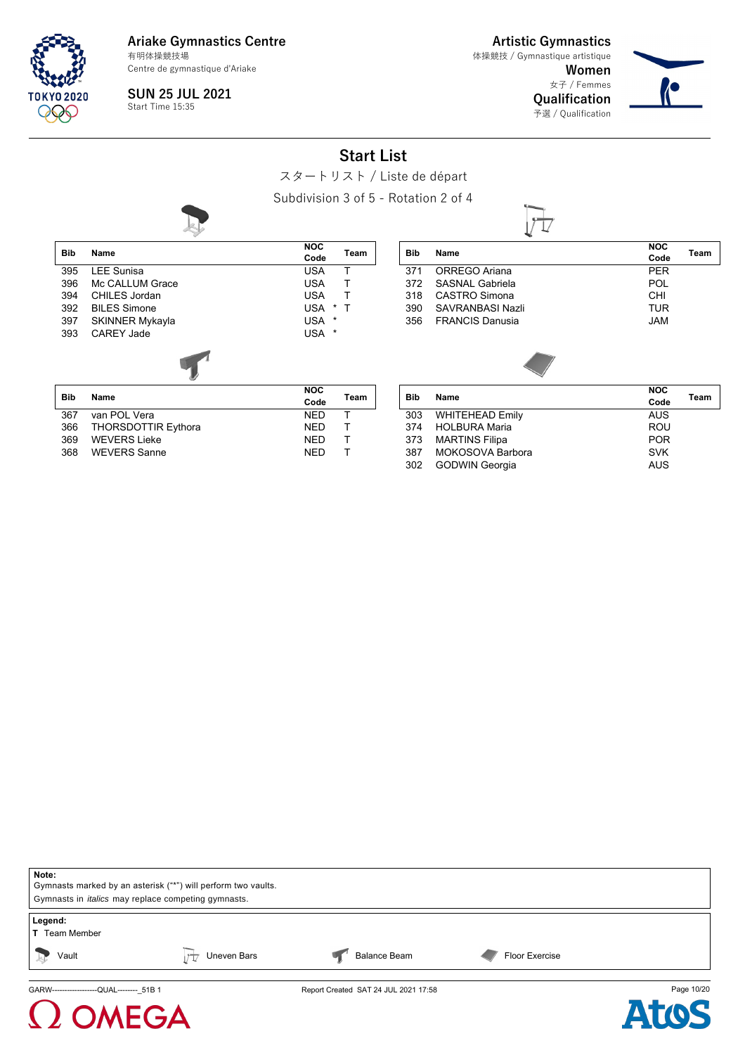Ariake Gymnastics Centre
有明体操競技場
Centre de gymnastique d'Ariake

**SUN 25 JUL 2021**
Start Time 15:35

**Artistic Gymnastics**
体操競技 / Gymnastique artistique
**Women**
女子 / Femmes
**Qualification**
予選 / Qualification

# Start List

スタートリスト / Liste de départ

Subdivision 3 of 5 - Rotation 2 of 4

### Vault

| Bib | Name | NOC Code | | Team |
|---|---|---|---|---|
| 395 | LEE Sunisa | USA | | T |
| 396 | Mc CALLUM Grace | USA | | T |
| 394 | CHILES Jordan | USA | | T |
| 392 | BILES Simone | USA | * | T |
| 397 | SKINNER Mykayla | USA | * | |
| 393 | CAREY Jade | USA | * | |

### Uneven Bars

| Bib | Name | NOC Code | Team |
|---|---|---|---|
| 371 | ORREGO Ariana | PER | |
| 372 | SASNAL Gabriela | POL | |
| 318 | CASTRO Simona | CHI | |
| 390 | SAVRANBASI Nazli | TUR | |
| 356 | FRANCIS Danusia | JAM | |

### Balance Beam

| Bib | Name | NOC Code | Team |
|---|---|---|---|
| 367 | van POL Vera | NED | T |
| 366 | THORSDOTTIR Eythora | NED | T |
| 369 | WEVERS Lieke | NED | T |
| 368 | WEVERS Sanne | NED | T |

### Floor Exercise

| Bib | Name | NOC Code | Team |
|---|---|---|---|
| 303 | WHITEHEAD Emily | AUS | |
| 374 | HOLBURA Maria | ROU | |
| 373 | MARTINS Filipa | POR | |
| 387 | MOKOSOVA Barbora | SVK | |
| 302 | GODWIN Georgia | AUS | |

**Note:**
Gymnasts marked by an asterisk ("*") will perform two vaults.
Gymnasts in *italics* may replace competing gymnasts.

**Legend:**
**T** Team Member

Vault — Uneven Bars — Balance Beam — Floor Exercise

GARW-------------------QUAL--------_51B 1 — Report Created SAT 24 JUL 2021 17:58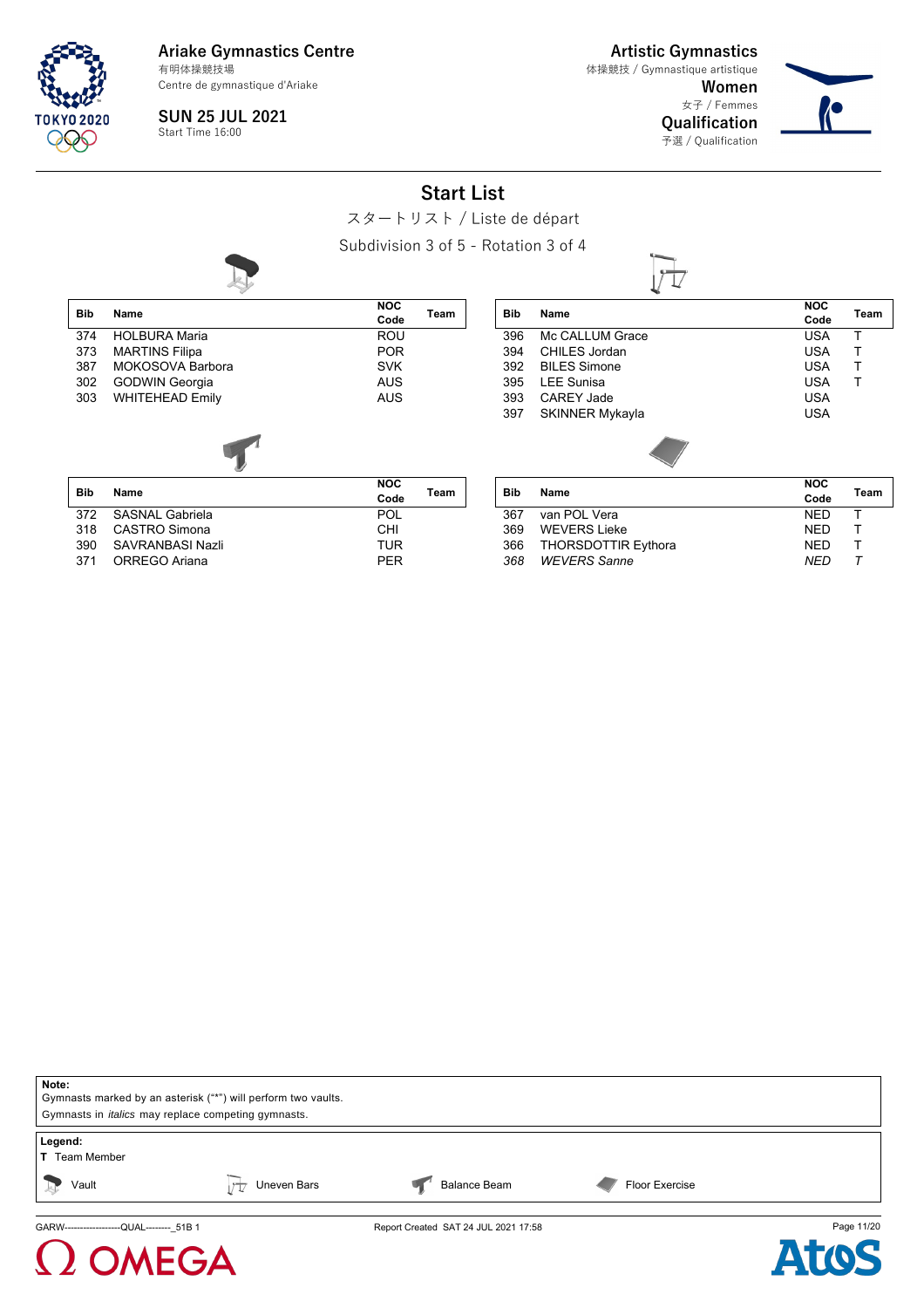Ariake Gymnastics Centre
有明体操競技場
Centre de gymnastique d'Ariake

SUN 25 JUL 2021
Start Time 16:00

Artistic Gymnastics
体操競技 / Gymnastique artistique
Women
女子 / Femmes
Qualification
予選 / Qualification

# Start List

スタートリスト / Liste de départ

Subdivision 3 of 5 - Rotation 3 of 4

**Vault**

| Bib | Name | NOC Code | Team |
|---|---|---|---|
| 374 | HOLBURA Maria | ROU | |
| 373 | MARTINS Filipa | POR | |
| 387 | MOKOSOVA Barbora | SVK | |
| 302 | GODWIN Georgia | AUS | |
| 303 | WHITEHEAD Emily | AUS | |

**Uneven Bars**

| Bib | Name | NOC Code | Team |
|---|---|---|---|
| 396 | Mc CALLUM Grace | USA | T |
| 394 | CHILES Jordan | USA | T |
| 392 | BILES Simone | USA | T |
| 395 | LEE Sunisa | USA | T |
| 393 | CAREY Jade | USA | |
| 397 | SKINNER Mykayla | USA | |

**Balance Beam**

| Bib | Name | NOC Code | Team |
|---|---|---|---|
| 372 | SASNAL Gabriela | POL | |
| 318 | CASTRO Simona | CHI | |
| 390 | SAVRANBASI Nazli | TUR | |
| 371 | ORREGO Ariana | PER | |

**Floor Exercise**

| Bib | Name | NOC Code | Team |
|---|---|---|---|
| 367 | van POL Vera | NED | T |
| 369 | WEVERS Lieke | NED | T |
| 366 | THORSDOTTIR Eythora | NED | T |
| *368* | *WEVERS Sanne* | *NED* | *T* |

**Note:**
Gymnasts marked by an asterisk ("*") will perform two vaults.
Gymnasts in *italics* may replace competing gymnasts.

**Legend:**
**T** Team Member

Vault | Uneven Bars | Balance Beam | Floor Exercise

GARW--------------------QUAL---------_51B 1 Report Created SAT 24 JUL 2021 17:58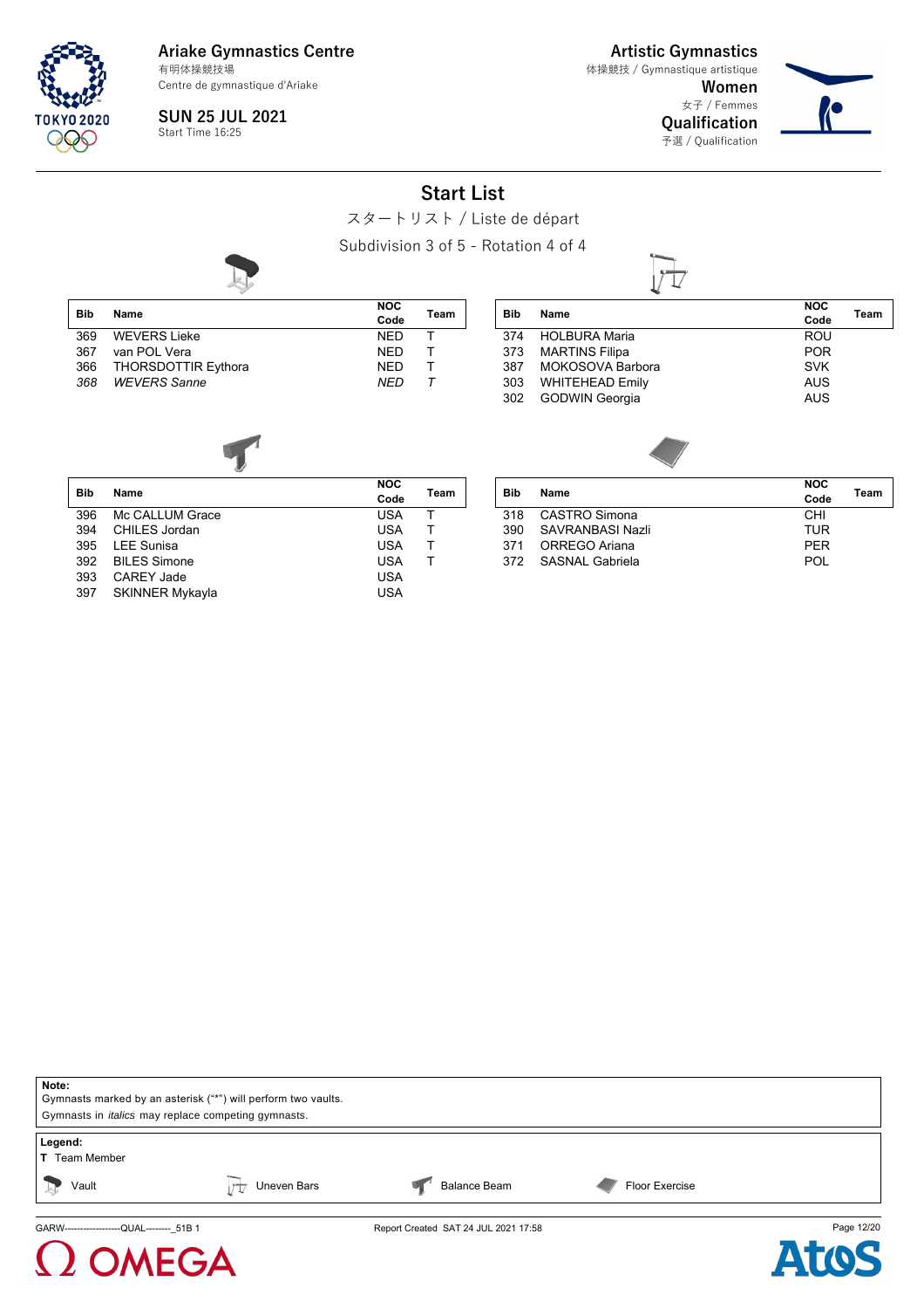**Ariake Gymnastics Centre**
有明体操競技場
Centre de gymnastique d'Ariake

**SUN 25 JUL 2021**
Start Time 16:25

**Artistic Gymnastics**
体操競技 / Gymnastique artistique
**Women**
女子 / Femmes
**Qualification**
予選 / Qualification

# Start List

スタートリスト / Liste de départ

Subdivision 3 of 5 - Rotation 4 of 4

### Vault

| Bib | Name | NOC Code | Team |
|---|---|---|---|
| 369 | WEVERS Lieke | NED | T |
| 367 | van POL Vera | NED | T |
| 366 | THORSDOTTIR Eythora | NED | T |
| *368* | *WEVERS Sanne* | *NED* | *T* |

### Uneven Bars

| Bib | Name | NOC Code | Team |
|---|---|---|---|
| 374 | HOLBURA Maria | ROU | |
| 373 | MARTINS Filipa | POR | |
| 387 | MOKOSOVA Barbora | SVK | |
| 303 | WHITEHEAD Emily | AUS | |
| 302 | GODWIN Georgia | AUS | |

### Balance Beam

| Bib | Name | NOC Code | Team |
|---|---|---|---|
| 396 | Mc CALLUM Grace | USA | T |
| 394 | CHILES Jordan | USA | T |
| 395 | LEE Sunisa | USA | T |
| 392 | BILES Simone | USA | T |
| 393 | CAREY Jade | USA | |
| 397 | SKINNER Mykayla | USA | |

### Floor Exercise

| Bib | Name | NOC Code | Team |
|---|---|---|---|
| 318 | CASTRO Simona | CHI | |
| 390 | SAVRANBASI Nazli | TUR | |
| 371 | ORREGO Ariana | PER | |
| 372 | SASNAL Gabriela | POL | |

**Note:**
Gymnasts marked by an asterisk ("*") will perform two vaults.
Gymnasts in *italics* may replace competing gymnasts.

**Legend:**
**T** Team Member
Vault | Uneven Bars | Balance Beam | Floor Exercise

GARW-------------------QUAL--------_51B 1 | Report Created SAT 24 JUL 2021 17:58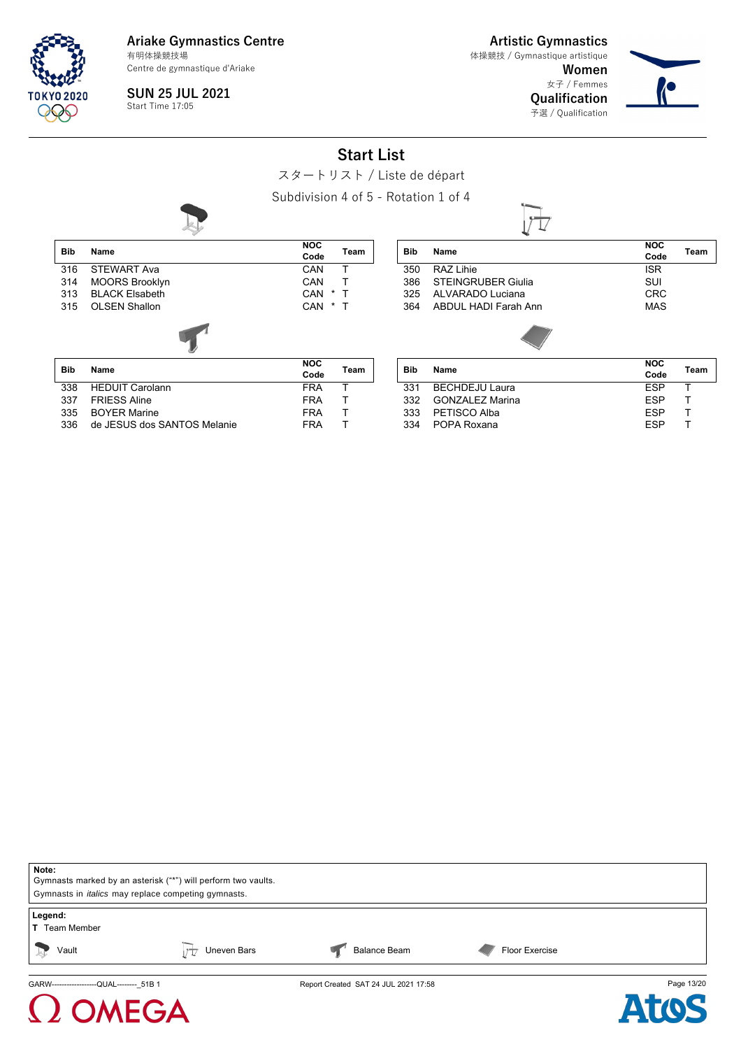**Ariake Gymnastics Centre**
有明体操競技場
Centre de gymnastique d'Ariake

**SUN 25 JUL 2021**
Start Time 17:05

**Artistic Gymnastics**
体操競技 / Gymnastique artistique
**Women**
女子 / Femmes
**Qualification**
予選 / Qualification

# Start List

スタートリスト / Liste de départ

Subdivision 4 of 5 - Rotation 1 of 4

**Vault**

| Bib | Name | NOC Code | Team |
|---|---|---|---|
| 316 | STEWART Ava | CAN | T |
| 314 | MOORS Brooklyn | CAN | T |
| 313 | BLACK Elsabeth | CAN * | T |
| 315 | OLSEN Shallon | CAN * | T |

**Uneven Bars**

| Bib | Name | NOC Code | Team |
|---|---|---|---|
| 350 | RAZ Lihie | ISR | |
| 386 | STEINGRUBER Giulia | SUI | |
| 325 | ALVARADO Luciana | CRC | |
| 364 | ABDUL HADI Farah Ann | MAS | |

**Balance Beam**

| Bib | Name | NOC Code | Team |
|---|---|---|---|
| 338 | HEDUIT Carolann | FRA | T |
| 337 | FRIESS Aline | FRA | T |
| 335 | BOYER Marine | FRA | T |
| 336 | de JESUS dos SANTOS Melanie | FRA | T |

**Floor Exercise**

| Bib | Name | NOC Code | Team |
|---|---|---|---|
| 331 | BECHDEJU Laura | ESP | T |
| 332 | GONZALEZ Marina | ESP | T |
| 333 | PETISCO Alba | ESP | T |
| 334 | POPA Roxana | ESP | T |

**Note:**
Gymnasts marked by an asterisk ("*") will perform two vaults.
Gymnasts in *italics* may replace competing gymnasts.

**Legend:**
**T** Team Member
Vault — Uneven Bars — Balance Beam — Floor Exercise

GARW-------------------QUAL--------_51B 1 Report Created SAT 24 JUL 2021 17:58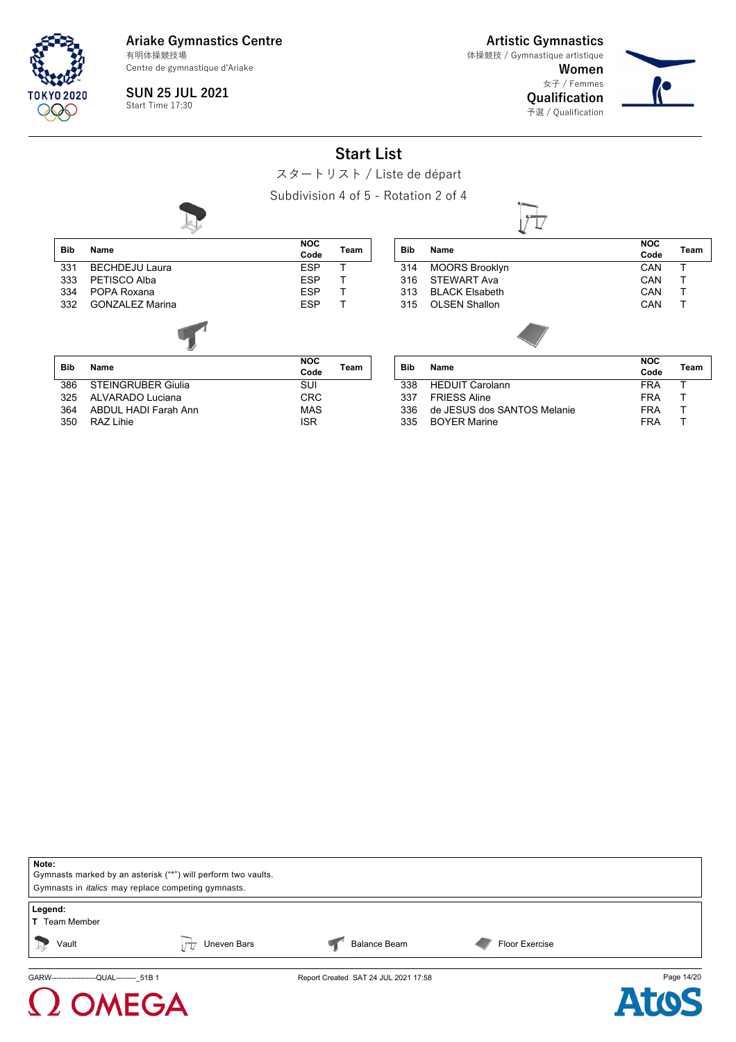Ariake Gymnastics Centre
有明体操競技場
Centre de gymnastique d'Ariake

**SUN 25 JUL 2021**
Start Time 17:30

**Artistic Gymnastics**
体操競技 / Gymnastique artistique
**Women**
女子 / Femmes
**Qualification**
予選 / Qualification

# Start List

スタートリスト / Liste de départ

Subdivision 4 of 5 - Rotation 2 of 4

### Vault

| Bib | Name | NOC Code | Team |
|---|---|---|---|
| 331 | BECHDEJU Laura | ESP | T |
| 333 | PETISCO Alba | ESP | T |
| 334 | POPA Roxana | ESP | T |
| 332 | GONZALEZ Marina | ESP | T |

### Uneven Bars

| Bib | Name | NOC Code | Team |
|---|---|---|---|
| 314 | MOORS Brooklyn | CAN | T |
| 316 | STEWART Ava | CAN | T |
| 313 | BLACK Elsabeth | CAN | T |
| 315 | OLSEN Shallon | CAN | T |

### Balance Beam

| Bib | Name | NOC Code | Team |
|---|---|---|---|
| 386 | STEINGRUBER Giulia | SUI | |
| 325 | ALVARADO Luciana | CRC | |
| 364 | ABDUL HADI Farah Ann | MAS | |
| 350 | RAZ Lihie | ISR | |

### Floor Exercise

| Bib | Name | NOC Code | Team |
|---|---|---|---|
| 338 | HEDUIT Carolann | FRA | T |
| 337 | FRIESS Aline | FRA | T |
| 336 | de JESUS dos SANTOS Melanie | FRA | T |
| 335 | BOYER Marine | FRA | T |

**Note:**
Gymnasts marked by an asterisk ("*") will perform two vaults.
Gymnasts in *italics* may replace competing gymnasts.

**Legend:**
**T** Team Member

Vault | Uneven Bars | Balance Beam | Floor Exercise

GARW-------------------QUAL--------_51B 1
Report Created SAT 24 JUL 2021 17:58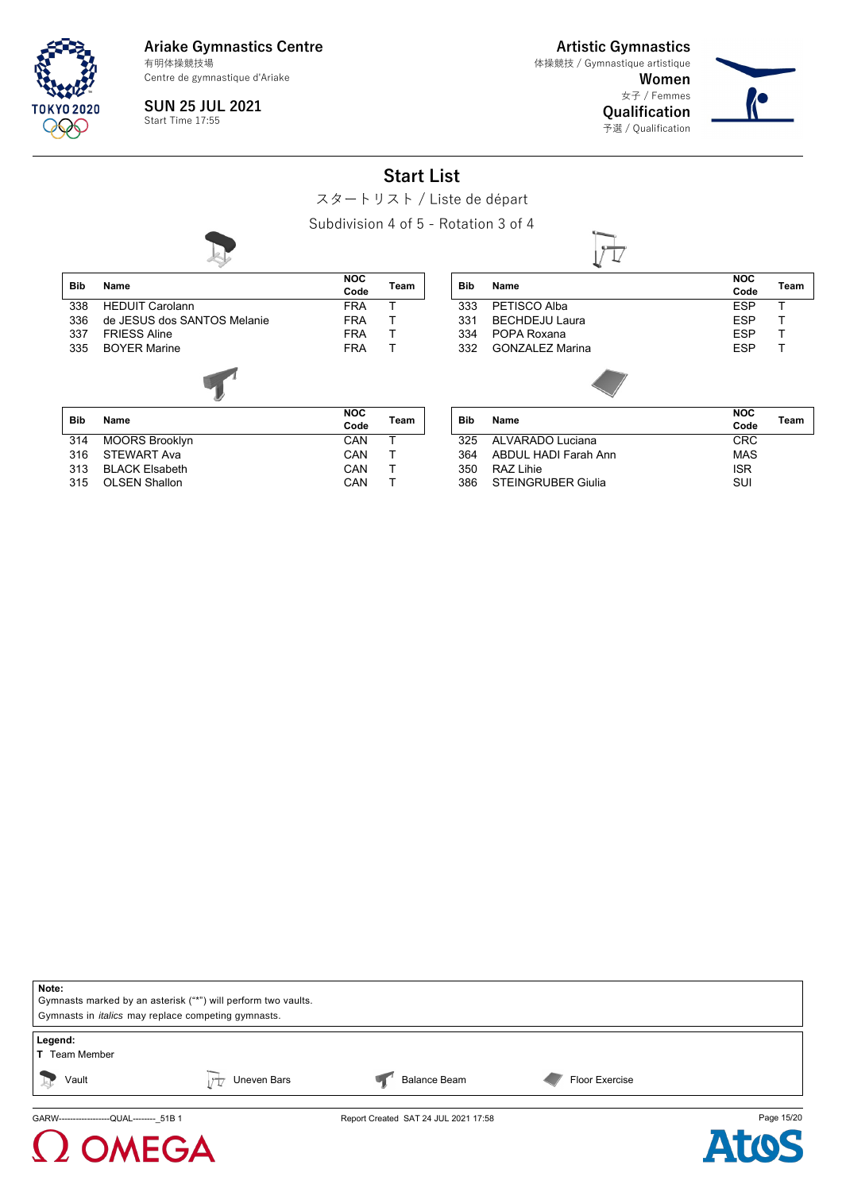Ariake Gymnastics Centre
有明体操競技場
Centre de gymnastique d'Ariake

SUN 25 JUL 2021
Start Time 17:55

Artistic Gymnastics
体操競技 / Gymnastique artistique
Women
女子 / Femmes
Qualification
予選 / Qualification

# Start List

スタートリスト / Liste de départ

Subdivision 4 of 5 - Rotation 3 of 4

### Vault

| Bib | Name | NOC Code | Team |
|---|---|---|---|
| 338 | HEDUIT Carolann | FRA | T |
| 336 | de JESUS dos SANTOS Melanie | FRA | T |
| 337 | FRIESS Aline | FRA | T |
| 335 | BOYER Marine | FRA | T |

### Uneven Bars

| Bib | Name | NOC Code | Team |
|---|---|---|---|
| 333 | PETISCO Alba | ESP | T |
| 331 | BECHDEJU Laura | ESP | T |
| 334 | POPA Roxana | ESP | T |
| 332 | GONZALEZ Marina | ESP | T |

### Balance Beam

| Bib | Name | NOC Code | Team |
|---|---|---|---|
| 314 | MOORS Brooklyn | CAN | T |
| 316 | STEWART Ava | CAN | T |
| 313 | BLACK Elsabeth | CAN | T |
| 315 | OLSEN Shallon | CAN | T |

### Floor Exercise

| Bib | Name | NOC Code | Team |
|---|---|---|---|
| 325 | ALVARADO Luciana | CRC | |
| 364 | ABDUL HADI Farah Ann | MAS | |
| 350 | RAZ Lihie | ISR | |
| 386 | STEINGRUBER Giulia | SUI | |

**Note:**
Gymnasts marked by an asterisk ("*") will perform two vaults.
Gymnasts in *italics* may replace competing gymnasts.

**Legend:**
T Team Member

Vault — Uneven Bars — Balance Beam — Floor Exercise

GARW--------------------QUAL--------_51B 1 Report Created SAT 24 JUL 2021 17:58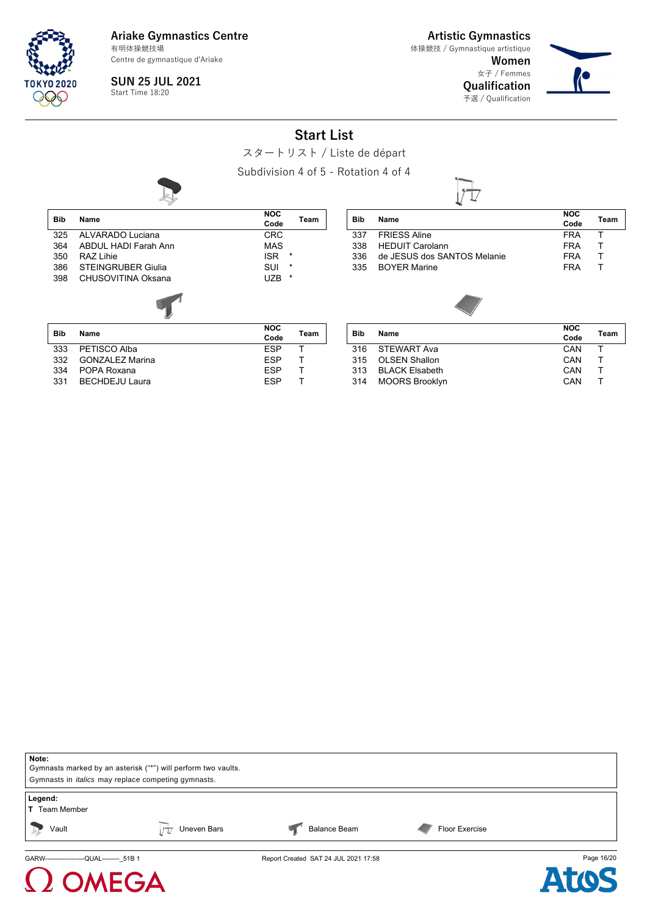Ariake Gymnastics Centre
有明体操競技場
Centre de gymnastique d'Ariake

SUN 25 JUL 2021
Start Time 18:20

Artistic Gymnastics
体操競技 / Gymnastique artistique
**Women**
女子 / Femmes
**Qualification**
予選 / Qualification

# Start List

スタートリスト / Liste de départ

Subdivision 4 of 5 - Rotation 4 of 4

**Vault**

| Bib | Name | NOC Code | Team |
|---|---|---|---|
| 325 | ALVARADO Luciana | CRC | |
| 364 | ABDUL HADI Farah Ann | MAS | |
| 350 | RAZ Lihie | ISR * | |
| 386 | STEINGRUBER Giulia | SUI * | |
| 398 | CHUSOVITINA Oksana | UZB * | |

**Uneven Bars**

| Bib | Name | NOC Code | Team |
|---|---|---|---|
| 337 | FRIESS Aline | FRA | T |
| 338 | HEDUIT Carolann | FRA | T |
| 336 | de JESUS dos SANTOS Melanie | FRA | T |
| 335 | BOYER Marine | FRA | T |

**Balance Beam**

| Bib | Name | NOC Code | Team |
|---|---|---|---|
| 333 | PETISCO Alba | ESP | T |
| 332 | GONZALEZ Marina | ESP | T |
| 334 | POPA Roxana | ESP | T |
| 331 | BECHDEJU Laura | ESP | T |

**Floor Exercise**

| Bib | Name | NOC Code | Team |
|---|---|---|---|
| 316 | STEWART Ava | CAN | T |
| 315 | OLSEN Shallon | CAN | T |
| 313 | BLACK Elsabeth | CAN | T |
| 314 | MOORS Brooklyn | CAN | T |

**Note:**
Gymnasts marked by an asterisk ("*") will perform two vaults.
Gymnasts in *italics* may replace competing gymnasts.

**Legend:**
**T** Team Member

Vault | Uneven Bars | Balance Beam | Floor Exercise

GARW-------------------QUAL--------_51B 1 Report Created SAT 24 JUL 2021 17:58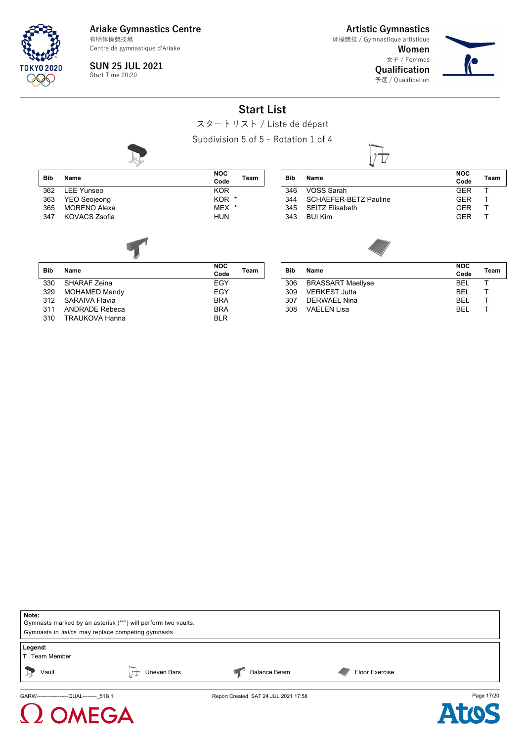Ariake Gymnastics Centre
有明体操競技場
Centre de gymnastique d'Ariake

SUN 25 JUL 2021
Start Time 20:20

Artistic Gymnastics
体操競技 / Gymnastique artistique
Women
女子 / Femmes
Qualification
予選 / Qualification

# Start List

スタートリスト / Liste de départ

Subdivision 5 of 5 - Rotation 1 of 4

**Vault**

| Bib | Name | NOC Code | Team |
|---|---|---|---|
| 362 | LEE Yunseo | KOR | |
| 363 | YEO Seojeong | KOR * | |
| 365 | MORENO Alexa | MEX * | |
| 347 | KOVACS Zsofia | HUN | |

**Uneven Bars**

| Bib | Name | NOC Code | Team |
|---|---|---|---|
| 346 | VOSS Sarah | GER | T |
| 344 | SCHAEFER-BETZ Pauline | GER | T |
| 345 | SEITZ Elisabeth | GER | T |
| 343 | BUI Kim | GER | T |

**Balance Beam**

| Bib | Name | NOC Code | Team |
|---|---|---|---|
| 330 | SHARAF Zeina | EGY | |
| 329 | MOHAMED Mandy | EGY | |
| 312 | SARAIVA Flavia | BRA | |
| 311 | ANDRADE Rebeca | BRA | |
| 310 | TRAUKOVA Hanna | BLR | |

**Floor Exercise**

| Bib | Name | NOC Code | Team |
|---|---|---|---|
| 306 | BRASSART Maellyse | BEL | T |
| 309 | VERKEST Jutta | BEL | T |
| 307 | DERWAEL Nina | BEL | T |
| 308 | VAELEN Lisa | BEL | T |

**Note:**
Gymnasts marked by an asterisk ("*") will perform two vaults.
Gymnasts in *italics* may replace competing gymnasts.

**Legend:**
**T** Team Member
Vault | Uneven Bars | Balance Beam | Floor Exercise

GARW--------------------QUAL--------_51B 1 | Report Created SAT 24 JUL 2021 17:58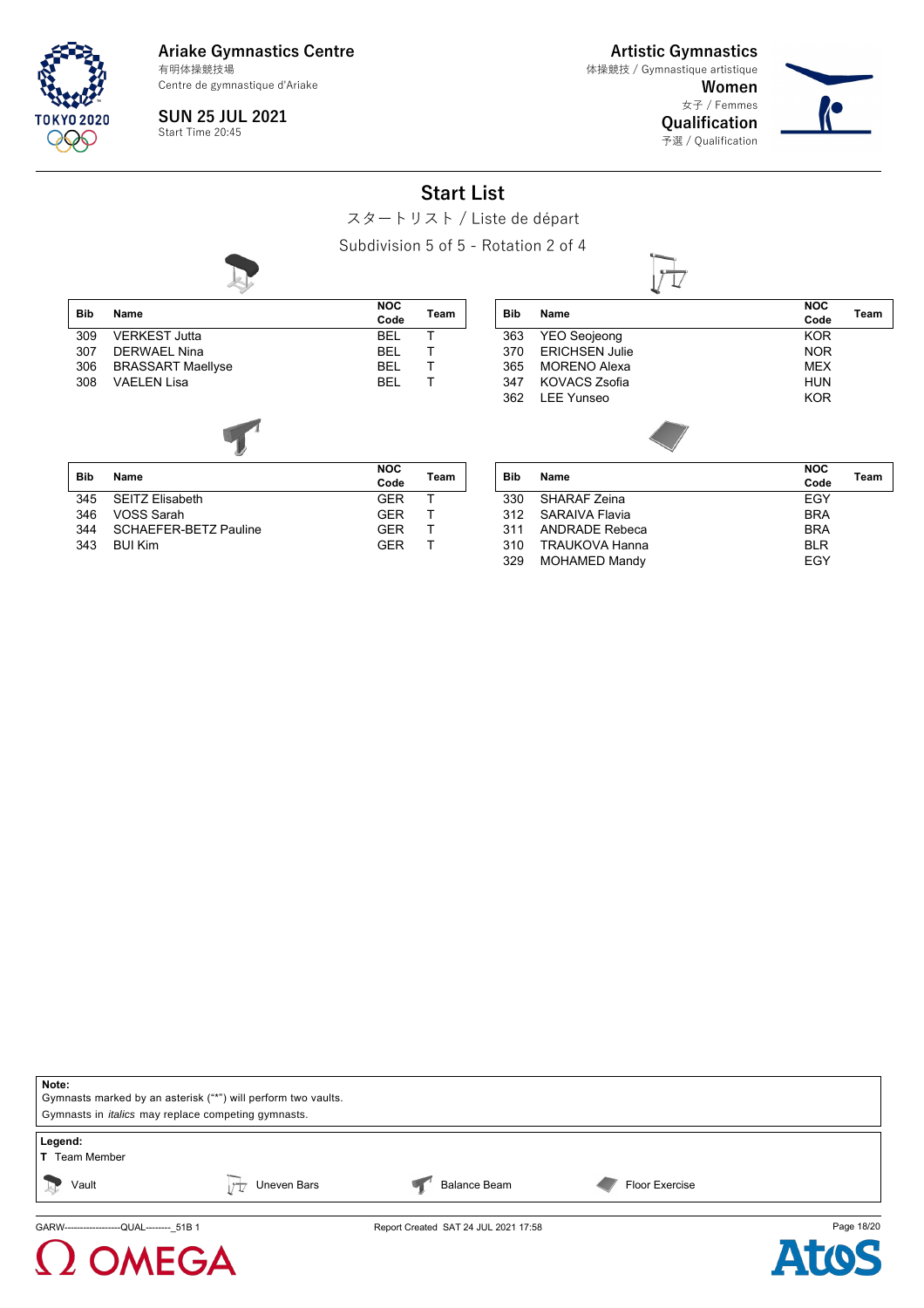**Ariake Gymnastics Centre**
有明体操競技場
Centre de gymnastique d'Ariake

**SUN 25 JUL 2021**
Start Time 20:45

**Artistic Gymnastics**
体操競技 / Gymnastique artistique
**Women**
女子 / Femmes
**Qualification**
予選 / Qualification

# Start List

スタートリスト / Liste de départ

Subdivision 5 of 5 - Rotation 2 of 4

### Vault

| Bib | Name | NOC Code | Team |
|---|---|---|---|
| 309 | VERKEST Jutta | BEL | T |
| 307 | DERWAEL Nina | BEL | T |
| 306 | BRASSART Maellyse | BEL | T |
| 308 | VAELEN Lisa | BEL | T |

### Uneven Bars

| Bib | Name | NOC Code | Team |
|---|---|---|---|
| 363 | YEO Seojeong | KOR | |
| 370 | ERICHSEN Julie | NOR | |
| 365 | MORENO Alexa | MEX | |
| 347 | KOVACS Zsofia | HUN | |
| 362 | LEE Yunseo | KOR | |

### Balance Beam

| Bib | Name | NOC Code | Team |
|---|---|---|---|
| 345 | SEITZ Elisabeth | GER | T |
| 346 | VOSS Sarah | GER | T |
| 344 | SCHAEFER-BETZ Pauline | GER | T |
| 343 | BUI Kim | GER | T |

### Floor Exercise

| Bib | Name | NOC Code | Team |
|---|---|---|---|
| 330 | SHARAF Zeina | EGY | |
| 312 | SARAIVA Flavia | BRA | |
| 311 | ANDRADE Rebeca | BRA | |
| 310 | TRAUKOVA Hanna | BLR | |
| 329 | MOHAMED Mandy | EGY | |

**Note:**
Gymnasts marked by an asterisk ("*") will perform two vaults.
Gymnasts in *italics* may replace competing gymnasts.

**Legend:**
**T** Team Member

Vault — Uneven Bars — Balance Beam — Floor Exercise

GARW-------------------QUAL--------_51B 1 Report Created SAT 24 JUL 2021 17:58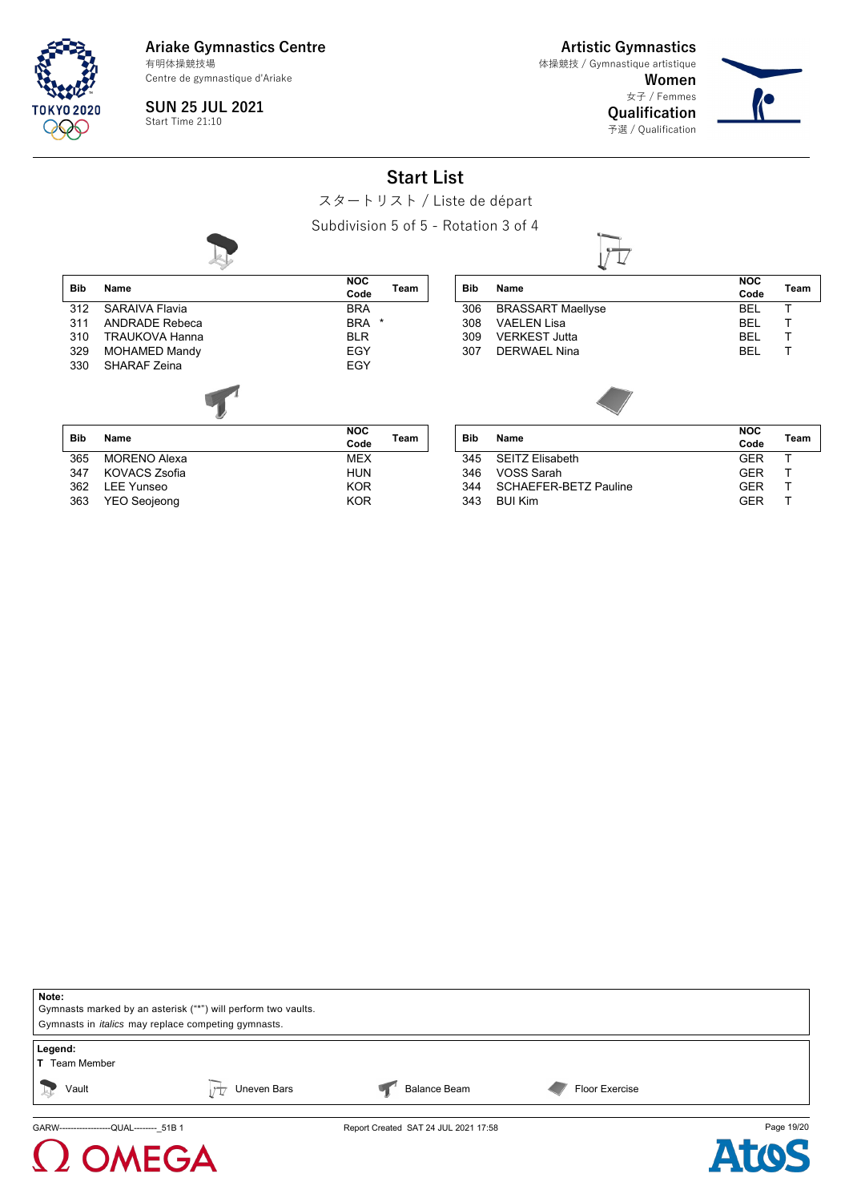Ariake Gymnastics Centre
有明体操競技場
Centre de gymnastique d'Ariake

**SUN 25 JUL 2021**
Start Time 21:10

**Artistic Gymnastics**
体操競技 / Gymnastique artistique
**Women**
女子 / Femmes
**Qualification**
予選 / Qualification

# Start List

スタートリスト / Liste de départ

Subdivision 5 of 5 - Rotation 3 of 4

### Vault

| Bib | Name | NOC Code | Team |
|---|---|---|---|
| 312 | SARAIVA Flavia | BRA | |
| 311 | ANDRADE Rebeca | BRA * | |
| 310 | TRAUKOVA Hanna | BLR | |
| 329 | MOHAMED Mandy | EGY | |
| 330 | SHARAF Zeina | EGY | |

### Uneven Bars

| Bib | Name | NOC Code | Team |
|---|---|---|---|
| 306 | BRASSART Maellyse | BEL | T |
| 308 | VAELEN Lisa | BEL | T |
| 309 | VERKEST Jutta | BEL | T |
| 307 | DERWAEL Nina | BEL | T |

### Balance Beam

| Bib | Name | NOC Code | Team |
|---|---|---|---|
| 365 | MORENO Alexa | MEX | |
| 347 | KOVACS Zsofia | HUN | |
| 362 | LEE Yunseo | KOR | |
| 363 | YEO Seojeong | KOR | |

### Floor Exercise

| Bib | Name | NOC Code | Team |
|---|---|---|---|
| 345 | SEITZ Elisabeth | GER | T |
| 346 | VOSS Sarah | GER | T |
| 344 | SCHAEFER-BETZ Pauline | GER | T |
| 343 | BUI Kim | GER | T |

**Note:**
Gymnasts marked by an asterisk ("*") will perform two vaults.
Gymnasts in *italics* may replace competing gymnasts.

**Legend:**
**T** Team Member

Vault | Uneven Bars | Balance Beam | Floor Exercise

GARW-------------------QUAL--------_51B 1 Report Created SAT 24 JUL 2021 17:58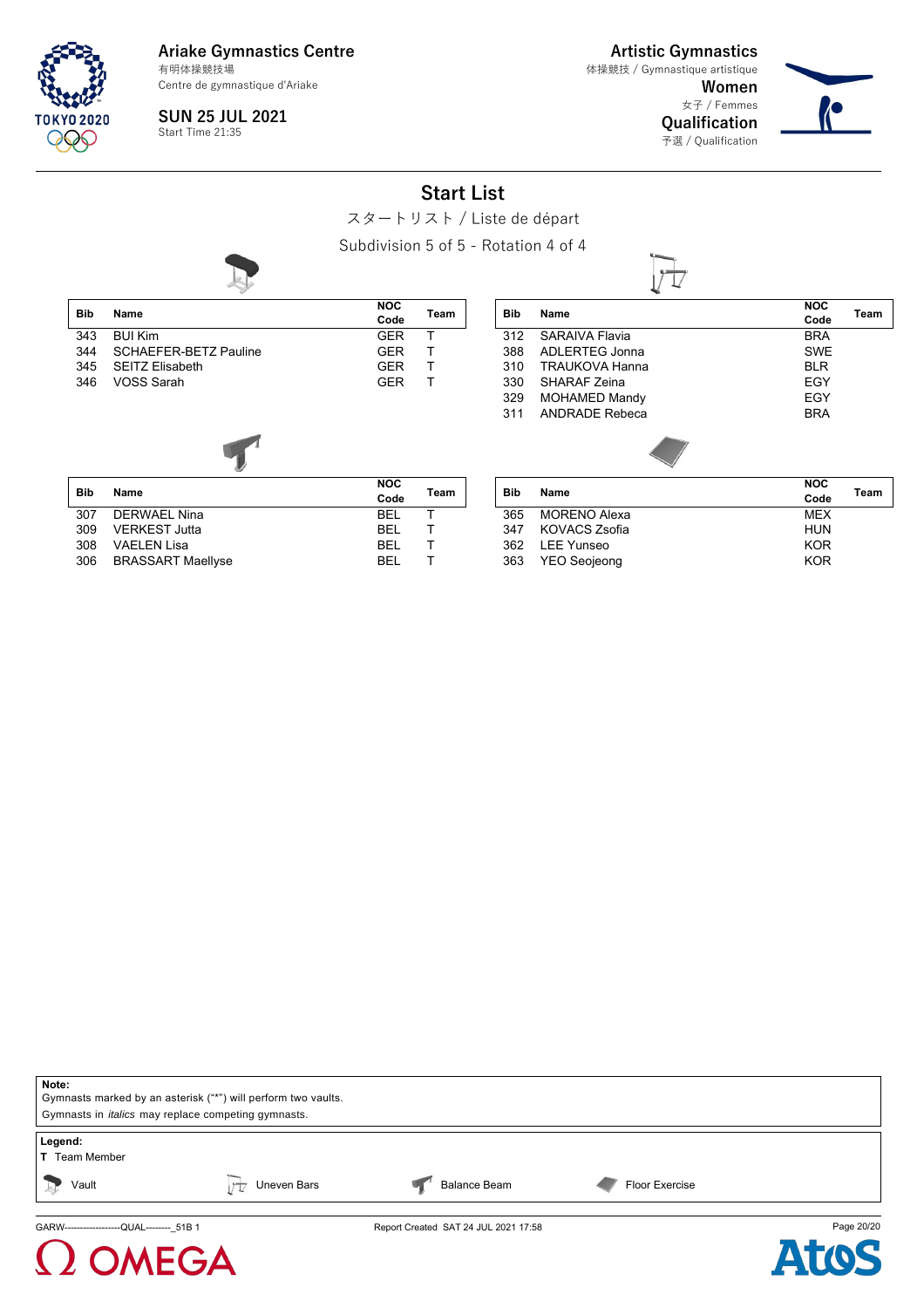**Ariake Gymnastics Centre**
有明体操競技場
Centre de gymnastique d'Ariake

**SUN 25 JUL 2021**
Start Time 21:35

**Artistic Gymnastics**
体操競技 / Gymnastique artistique
**Women**
女子 / Femmes
**Qualification**
予選 / Qualification

# Start List

スタートリスト / Liste de départ

Subdivision 5 of 5 - Rotation 4 of 4

Vault

| Bib | Name | NOC Code | Team |
|---|---|---|---|
| 343 | BUI Kim | GER | T |
| 344 | SCHAEFER-BETZ Pauline | GER | T |
| 345 | SEITZ Elisabeth | GER | T |
| 346 | VOSS Sarah | GER | T |

Uneven Bars

| Bib | Name | NOC Code | Team |
|---|---|---|---|
| 312 | SARAIVA Flavia | BRA | |
| 388 | ADLERTEG Jonna | SWE | |
| 310 | TRAUKOVA Hanna | BLR | |
| 330 | SHARAF Zeina | EGY | |
| 329 | MOHAMED Mandy | EGY | |
| 311 | ANDRADE Rebeca | BRA | |

Balance Beam

| Bib | Name | NOC Code | Team |
|---|---|---|---|
| 307 | DERWAEL Nina | BEL | T |
| 309 | VERKEST Jutta | BEL | T |
| 308 | VAELEN Lisa | BEL | T |
| 306 | BRASSART Maellyse | BEL | T |

Floor Exercise

| Bib | Name | NOC Code | Team |
|---|---|---|---|
| 365 | MORENO Alexa | MEX | |
| 347 | KOVACS Zsofia | HUN | |
| 362 | LEE Yunseo | KOR | |
| 363 | YEO Seojeong | KOR | |

**Note:**
Gymnasts marked by an asterisk ("*") will perform two vaults.
Gymnasts in *italics* may replace competing gymnasts.

**Legend:**
**T** Team Member

Vault    Uneven Bars    Balance Beam    Floor Exercise

GARW-------------------QUAL--------_51B 1    Report Created SAT 24 JUL 2021 17:58